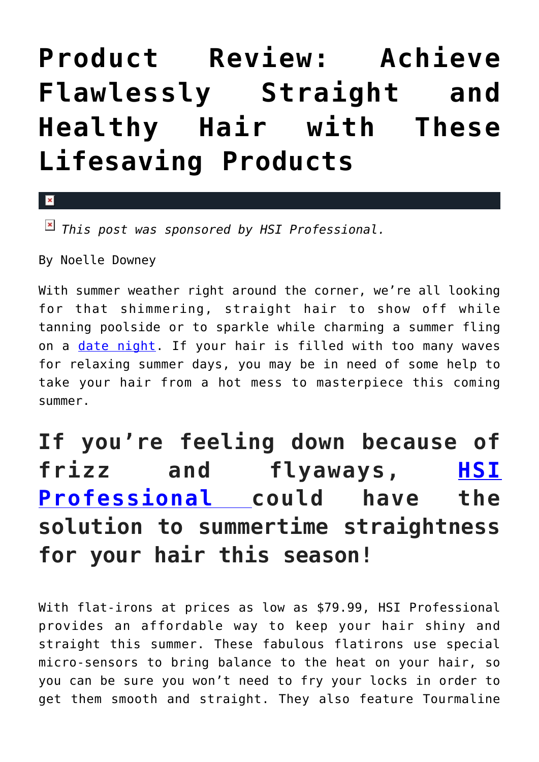# Product Review: Achieve Flawlessly Straight and Healthy Hair with These Lifesaving Products

*This post was sponsored by HSI Professional.*

By Noelle Downey

With summer weather right around the corner, we're all looking for that shimmering, straight hair to show off while tanning poolside or to sparkle while charming a summer fling on a date night. If your hair is filled with too many waves for relaxing summer days, you may be in need of some help to take your hair from a hot mess to masterpiece this coming summer.

## If you're feeling down because of frizz and flyaways, HSI Professional could have the solution to summertime straightness for your hair this season!

With flat-irons at prices as low as $79.99, HSI Professional provides an affordable way to keep your hair shiny and straight this summer. These fabulous flatirons use special micro-sensors to bring balance to the heat on your hair, so you can be sure you won't need to fry your locks in order to get them smooth and straight. They also feature Tourmaline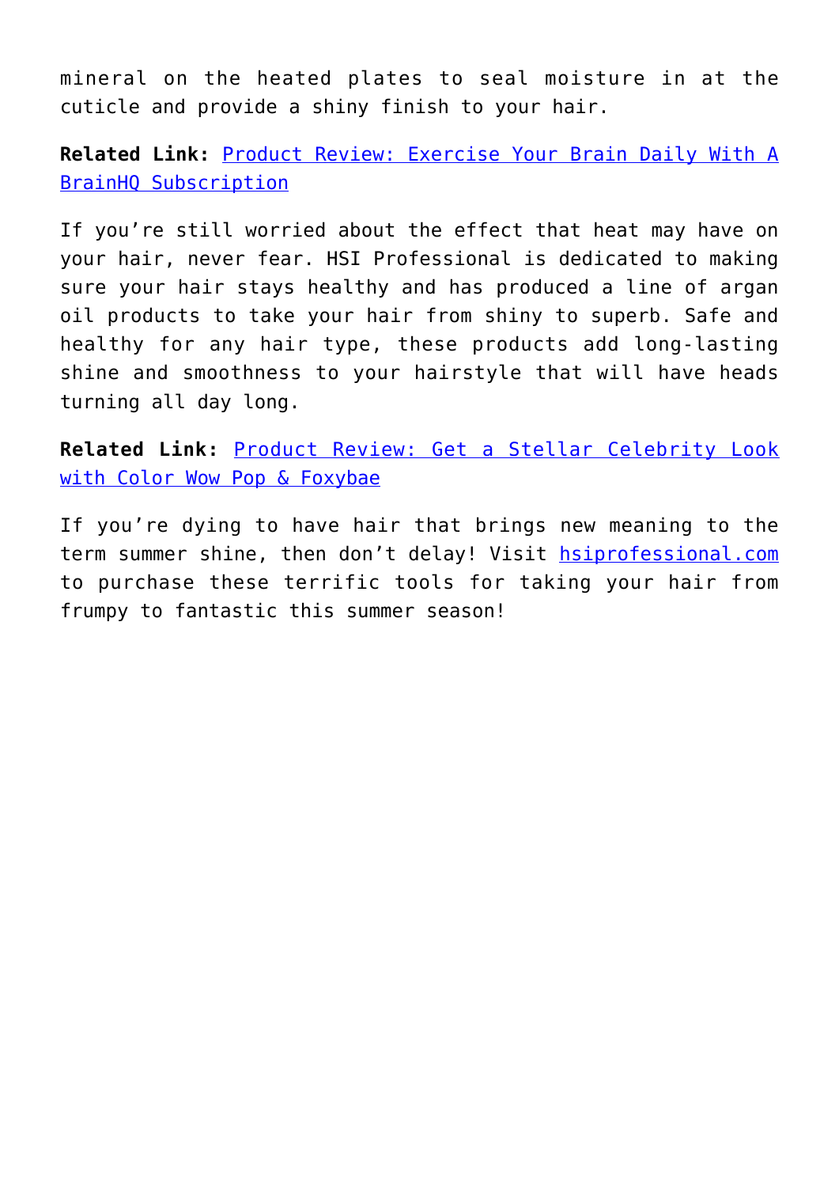mineral on the heated plates to seal moisture in at the cuticle and provide a shiny finish to your hair.

**Related Link:** [Product Review: Exercise Your Brain Daily With A BrainHQ Subscription]()

If you're still worried about the effect that heat may have on your hair, never fear. HSI Professional is dedicated to making sure your hair stays healthy and has produced a line of argan oil products to take your hair from shiny to superb. Safe and healthy for any hair type, these products add long-lasting shine and smoothness to your hairstyle that will have heads turning all day long.

**Related Link:** [Product Review: Get a Stellar Celebrity Look with Color Wow Pop & Foxybae]()

If you're dying to have hair that brings new meaning to the term summer shine, then don't delay! Visit [hsiprofessional.com]() to purchase these terrific tools for taking your hair from frumpy to fantastic this summer season!